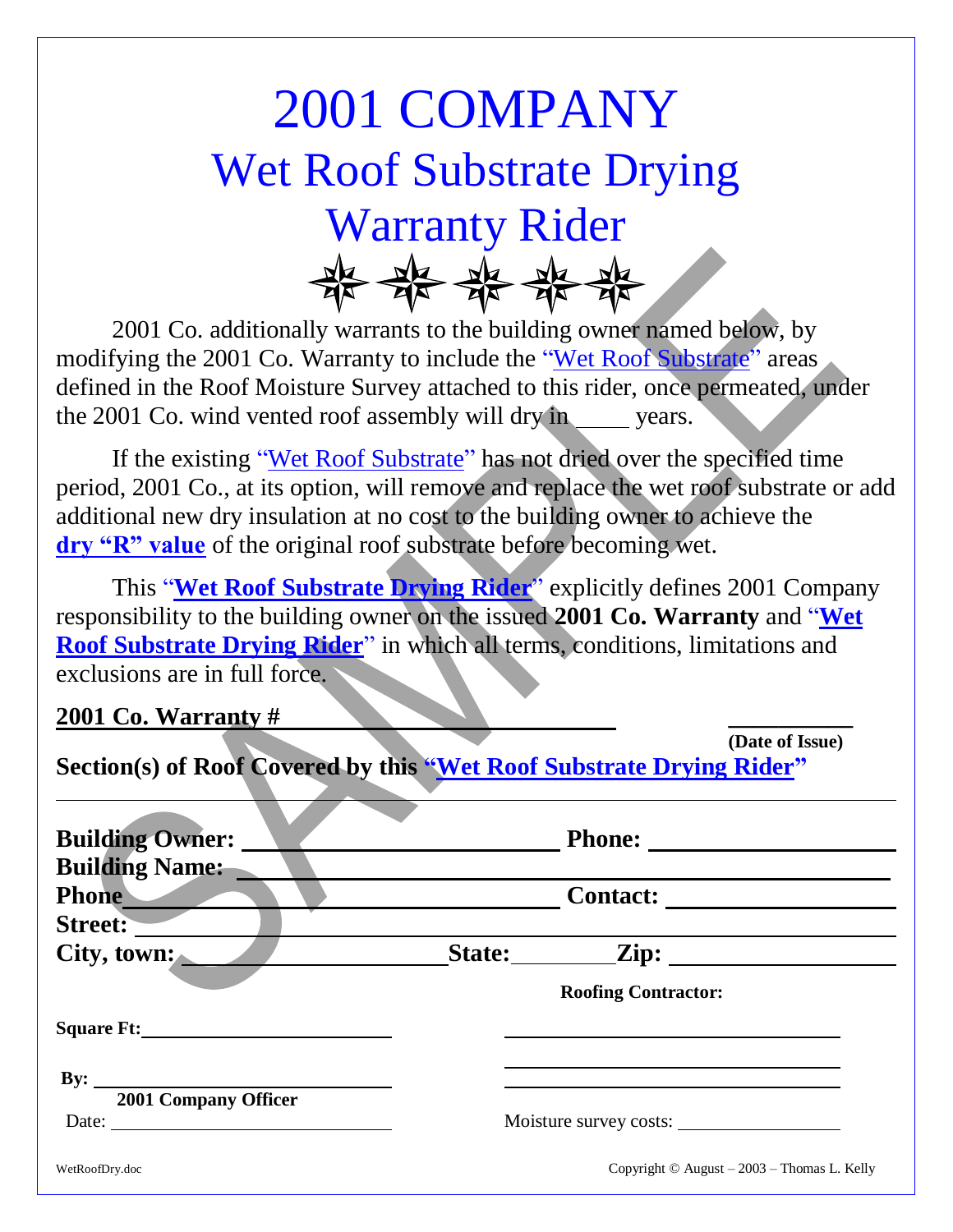# 2001 COMPANY
# Wet Roof Substrate Drying Warranty Rider

2001 Co. additionally warrants to the building owner named below, by modifying the 2001 Co. Warranty to include the "Wet Roof Substrate" areas defined in the Roof Moisture Survey attached to this rider, once permeated, under the 2001 Co. wind vented roof assembly will dry in _____ years.

If the existing "Wet Roof Substrate" has not dried over the specified time period, 2001 Co., at its option, will remove and replace the wet roof substrate or add additional new dry insulation at no cost to the building owner to achieve the **dry "R" value** of the original roof substrate before becoming wet.

This "**Wet Roof Substrate Drying Rider**" explicitly defines 2001 Company responsibility to the building owner on the issued **2001 Co. Warranty** and "**Wet Roof Substrate Drying Rider**" in which all terms, conditions, limitations and exclusions are in full force.

**2001 Co. Warranty #** ______________________________ ____________ **(Date of Issue)**

**Section(s) of Roof Covered by this "Wet Roof Substrate Drying Rider"**

______________________________________________________________________

**Building Owner:** ______________________ **Phone:** ______________________

**Building Name:** ______________________________________________

**Phone** ______________________ **Contact:** ______________________

**Street:** ______________________________________________

**City, town:** ______________ **State:** ________ **Zip:** ______________

**Roofing Contractor:**

**Square Ft:** ______________________ ______________________________

**By:** ______________________ ______________________________

**2001 Company Officer**

Date: ______________________ Moisture survey costs: ______________

WetRoofDry.doc

Copyright © August – 2003 – Thomas L. Kelly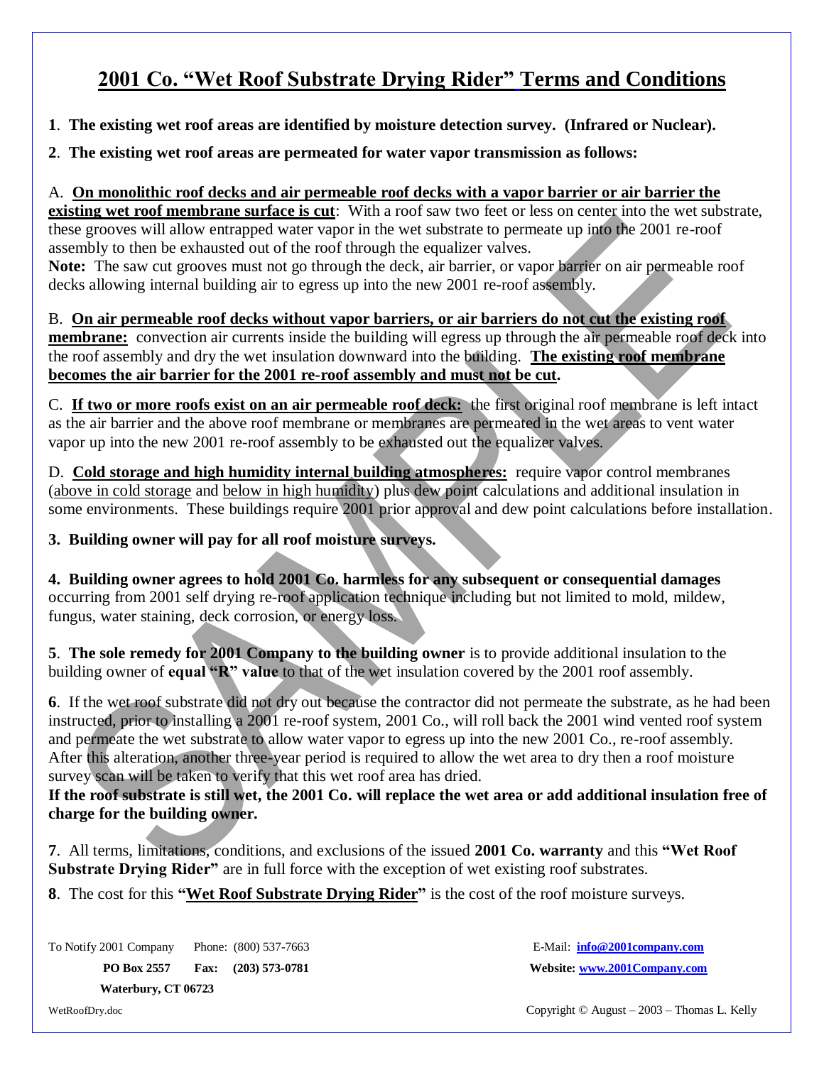# 2001 Co. "Wet Roof Substrate Drying Rider" Terms and Conditions

**1**. **The existing wet roof areas are identified by moisture detection survey. (Infrared or Nuclear).**

**2**. **The existing wet roof areas are permeated for water vapor transmission as follows:**

A. **On monolithic roof decks and air permeable roof decks with a vapor barrier or air barrier the existing wet roof membrane surface is cut**: With a roof saw two feet or less on center into the wet substrate, these grooves will allow entrapped water vapor in the wet substrate to permeate up into the 2001 re-roof assembly to then be exhausted out of the roof through the equalizer valves.
**Note:** The saw cut grooves must not go through the deck, air barrier, or vapor barrier on air permeable roof decks allowing internal building air to egress up into the new 2001 re-roof assembly.

B. **On air permeable roof decks without vapor barriers, or air barriers do not cut the existing roof membrane:** convection air currents inside the building will egress up through the air permeable roof deck into the roof assembly and dry the wet insulation downward into the building. **The existing roof membrane becomes the air barrier for the 2001 re-roof assembly and must not be cut.**

C. **If two or more roofs exist on an air permeable roof deck:** the first original roof membrane is left intact as the air barrier and the above roof membrane or membranes are permeated in the wet areas to vent water vapor up into the new 2001 re-roof assembly to be exhausted out the equalizer valves.

D. **Cold storage and high humidity internal building atmospheres:** require vapor control membranes (above in cold storage and below in high humidity) plus dew point calculations and additional insulation in some environments. These buildings require 2001 prior approval and dew point calculations before installation.

**3. Building owner will pay for all roof moisture surveys.**

**4. Building owner agrees to hold 2001 Co. harmless for any subsequent or consequential damages** occurring from 2001 self drying re-roof application technique including but not limited to mold, mildew, fungus, water staining, deck corrosion, or energy loss.

**5**. **The sole remedy for 2001 Company to the building owner** is to provide additional insulation to the building owner of **equal "R" value** to that of the wet insulation covered by the 2001 roof assembly.

**6**. If the wet roof substrate did not dry out because the contractor did not permeate the substrate, as he had been instructed, prior to installing a 2001 re-roof system, 2001 Co., will roll back the 2001 wind vented roof system and permeate the wet substrate to allow water vapor to egress up into the new 2001 Co., re-roof assembly. After this alteration, another three-year period is required to allow the wet area to dry then a roof moisture survey scan will be taken to verify that this wet roof area has dried.
**If the roof substrate is still wet, the 2001 Co. will replace the wet area or add additional insulation free of charge for the building owner.**

**7**. All terms, limitations, conditions, and exclusions of the issued **2001 Co. warranty** and this **"Wet Roof Substrate Drying Rider"** are in full force with the exception of wet existing roof substrates.

**8**. The cost for this **"Wet Roof Substrate Drying Rider"** is the cost of the roof moisture surveys.

To Notify 2001 Company Phone: (800) 537-7663 E-Mail: **info@2001company.com**
**PO Box 2557 Fax: (203) 573-0781** **Website: www.2001Company.com**
**Waterbury, CT 06723**

WetRoofDry.doc Copyright © August – 2003 – Thomas L. Kelly